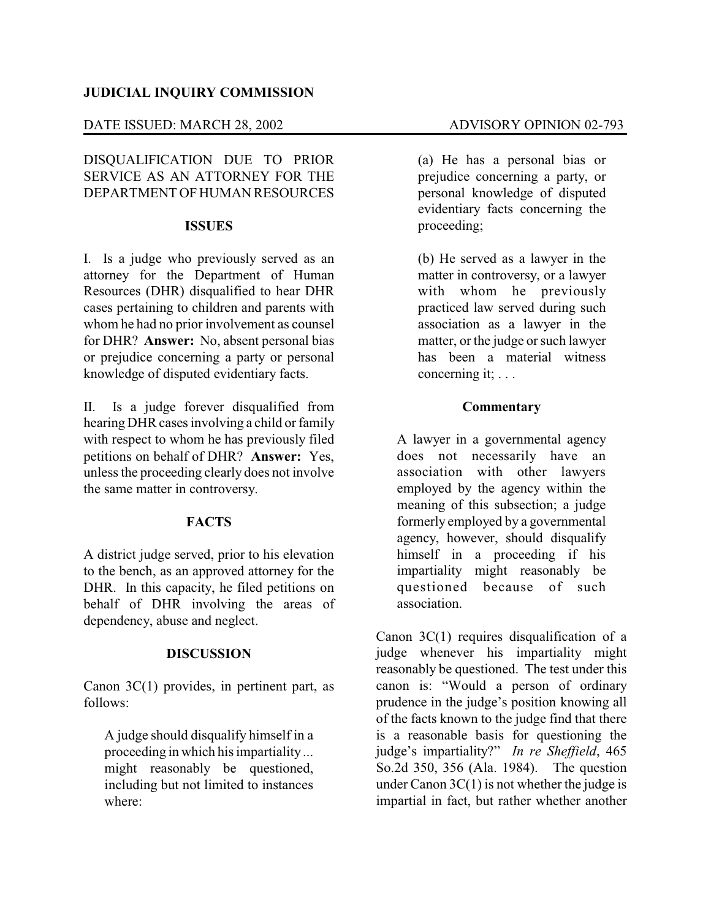**JUDICIAL INQUIRY COMMISSION**

DATE ISSUED: MARCH 28, 2002 ADVISORY OPINION 02-793

DISQUALIFICATION DUE TO PRIOR SERVICE AS AN ATTORNEY FOR THE DEPARTMENT OF HUMAN RESOURCES

## ISSUES

I. Is a judge who previously served as an attorney for the Department of Human Resources (DHR) disqualified to hear DHR cases pertaining to children and parents with whom he had no prior involvement as counsel for DHR? **Answer:** No, absent personal bias or prejudice concerning a party or personal knowledge of disputed evidentiary facts.

II. Is a judge forever disqualified from hearing DHR cases involving a child or family with respect to whom he has previously filed petitions on behalf of DHR? **Answer:** Yes, unless the proceeding clearly does not involve the same matter in controversy.

## FACTS

A district judge served, prior to his elevation to the bench, as an approved attorney for the DHR. In this capacity, he filed petitions on behalf of DHR involving the areas of dependency, abuse and neglect.

## DISCUSSION

Canon 3C(1) provides, in pertinent part, as follows:

> A judge should disqualify himself in a proceeding in which his impartiality ... might reasonably be questioned, including but not limited to instances where:
>
> (a) He has a personal bias or prejudice concerning a party, or personal knowledge of disputed evidentiary facts concerning the proceeding;
>
> (b) He served as a lawyer in the matter in controversy, or a lawyer with whom he previously practiced law served during such association as a lawyer in the matter, or the judge or such lawyer has been a material witness concerning it; . . .
>
> **Commentary**
>
> A lawyer in a governmental agency does not necessarily have an association with other lawyers employed by the agency within the meaning of this subsection; a judge formerly employed by a governmental agency, however, should disqualify himself in a proceeding if his impartiality might reasonably be questioned because of such association.

Canon 3C(1) requires disqualification of a judge whenever his impartiality might reasonably be questioned. The test under this canon is: "Would a person of ordinary prudence in the judge's position knowing all of the facts known to the judge find that there is a reasonable basis for questioning the judge's impartiality?" *In re Sheffield*, 465 So.2d 350, 356 (Ala. 1984). The question under Canon 3C(1) is not whether the judge is impartial in fact, but rather whether another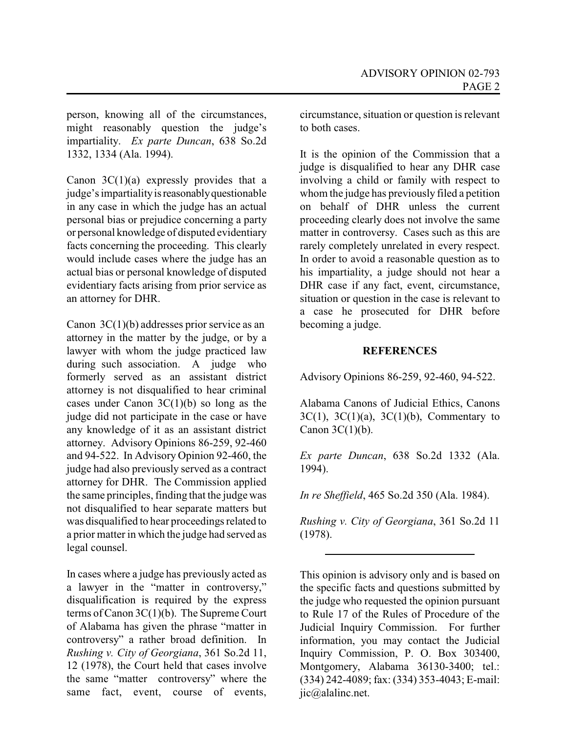person, knowing all of the circumstances, might reasonably question the judge's impartiality. *Ex parte Duncan*, 638 So.2d 1332, 1334 (Ala. 1994).

Canon 3C(1)(a) expressly provides that a judge's impartiality is reasonably questionable in any case in which the judge has an actual personal bias or prejudice concerning a party or personal knowledge of disputed evidentiary facts concerning the proceeding. This clearly would include cases where the judge has an actual bias or personal knowledge of disputed evidentiary facts arising from prior service as an attorney for DHR.

Canon 3C(1)(b) addresses prior service as an attorney in the matter by the judge, or by a lawyer with whom the judge practiced law during such association. A judge who formerly served as an assistant district attorney is not disqualified to hear criminal cases under Canon 3C(1)(b) so long as the judge did not participate in the case or have any knowledge of it as an assistant district attorney. Advisory Opinions 86-259, 92-460 and 94-522. In Advisory Opinion 92-460, the judge had also previously served as a contract attorney for DHR. The Commission applied the same principles, finding that the judge was not disqualified to hear separate matters but was disqualified to hear proceedings related to a prior matter in which the judge had served as legal counsel.

In cases where a judge has previously acted as a lawyer in the "matter in controversy," disqualification is required by the express terms of Canon 3C(1)(b). The Supreme Court of Alabama has given the phrase "matter in controversy" a rather broad definition. In *Rushing v. City of Georgiana*, 361 So.2d 11, 12 (1978), the Court held that cases involve the same "matter controversy" where the same fact, event, course of events, circumstance, situation or question is relevant to both cases.

It is the opinion of the Commission that a judge is disqualified to hear any DHR case involving a child or family with respect to whom the judge has previously filed a petition on behalf of DHR unless the current proceeding clearly does not involve the same matter in controversy. Cases such as this are rarely completely unrelated in every respect. In order to avoid a reasonable question as to his impartiality, a judge should not hear a DHR case if any fact, event, circumstance, situation or question in the case is relevant to a case he prosecuted for DHR before becoming a judge.

**REFERENCES**

Advisory Opinions 86-259, 92-460, 94-522.

Alabama Canons of Judicial Ethics, Canons 3C(1), 3C(1)(a), 3C(1)(b), Commentary to Canon 3C(1)(b).

*Ex parte Duncan*, 638 So.2d 1332 (Ala. 1994).

*In re Sheffield*, 465 So.2d 350 (Ala. 1984).

*Rushing v. City of Georgiana*, 361 So.2d 11 (1978).

---

This opinion is advisory only and is based on the specific facts and questions submitted by the judge who requested the opinion pursuant to Rule 17 of the Rules of Procedure of the Judicial Inquiry Commission. For further information, you may contact the Judicial Inquiry Commission, P. O. Box 303400, Montgomery, Alabama 36130-3400; tel.: (334) 242-4089; fax: (334) 353-4043; E-mail: jic@alalinc.net.